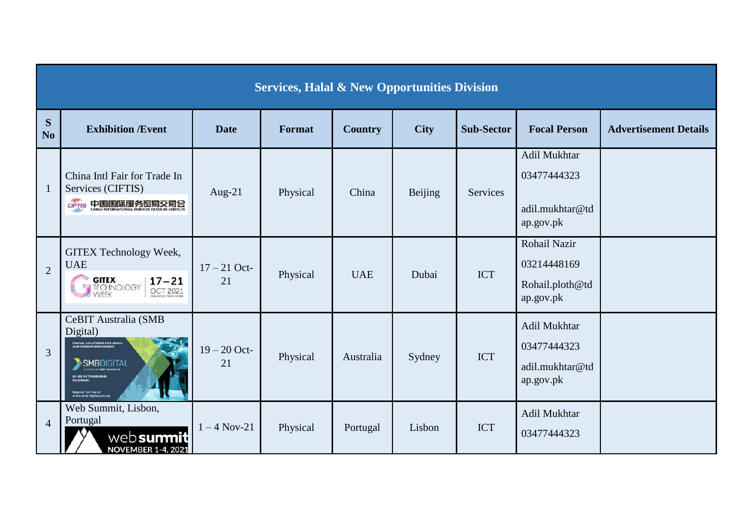| Services, Halal & New Opportunities Division | | | | | | | | |
|---|---|---|---|---|---|---|---|---|
| S No | Exhibition /Event | Date | Format | Country | City | Sub-Sector | Focal Person | Advertisement Details |
| 1 | China Intl Fair for Trade In Services (CIFTIS) | Aug-21 | Physical | China | Beijing | Services | Adil Mukhtar 03477444323 adil.mukhtar@tdap.gov.pk | |
| 2 | GITEX Technology Week, UAE | 17 – 21 Oct-21 | Physical | UAE | Dubai | ICT | Rohail Nazir 03214448169 Rohail.ploth@tdap.gov.pk | |
| 3 | CeBIT Australia (SMB Digital) | 19 – 20 Oct-21 | Physical | Australia | Sydney | ICT | Adil Mukhtar 03477444323 adil.mukhtar@tdap.gov.pk | |
| 4 | Web Summit, Lisbon, Portugal | 1 – 4 Nov-21 | Physical | Portugal | Lisbon | ICT | Adil Mukhtar 03477444323 | |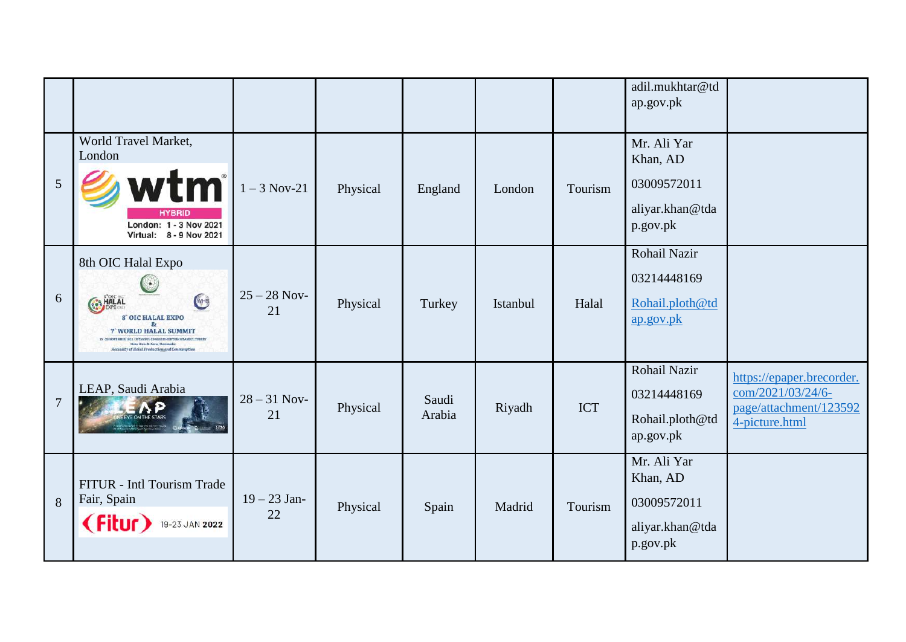| | | | | | | | | |
|---|---|---|---|---|---|---|---|---|
| | | | | | | | adil.mukhtar@tdap.gov.pk | |
| 5 | World Travel Market, London | 1 – 3 Nov-21 | Physical | England | London | Tourism | Mr. Ali Yar Khan, AD<br>03009572011<br>aliyar.khan@tdap.gov.pk | |
| 6 | 8th OIC Halal Expo | 25 – 28 Nov-21 | Physical | Turkey | Istanbul | Halal | Rohail Nazir<br>03214448169<br>Rohail.ploth@tdap.gov.pk | |
| 7 | LEAP, Saudi Arabia | 28 – 31 Nov-21 | Physical | Saudi Arabia | Riyadh | ICT | Rohail Nazir<br>03214448169<br>Rohail.ploth@tdap.gov.pk | https://epaper.brecorder.com/2021/03/24/6-page/attachment/1235924-picture.html |
| 8 | FITUR - Intl Tourism Trade Fair, Spain | 19 – 23 Jan-22 | Physical | Spain | Madrid | Tourism | Mr. Ali Yar Khan, AD<br>03009572011<br>aliyar.khan@tdap.gov.pk | |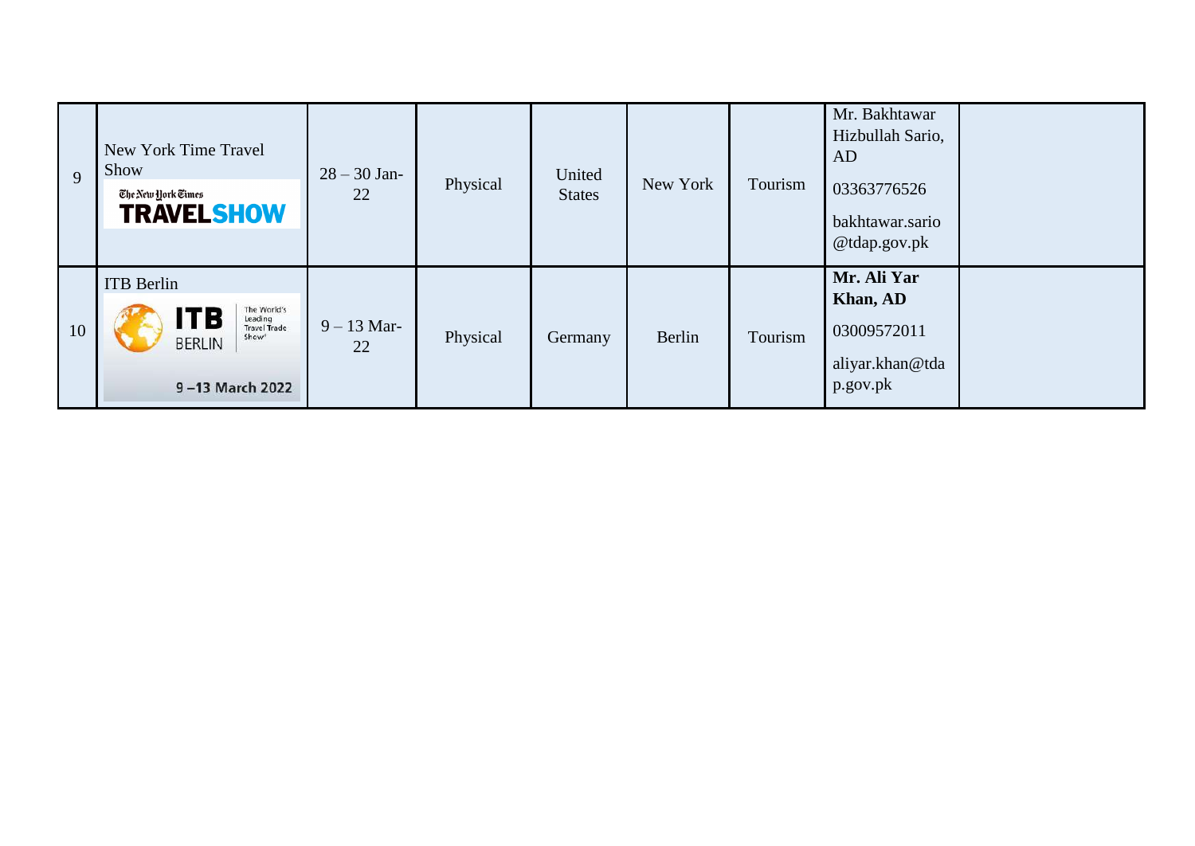| | | | | | | | | |
|---|---|---|---|---|---|---|---|---|
| 9 | New York Time Travel Show | 28 – 30 Jan-22 | Physical | United States | New York | Tourism | Mr. Bakhtawar Hizbullah Sario, AD<br>03363776526<br>bakhtawar.sario@tdap.gov.pk | |
| 10 | ITB Berlin | 9 – 13 Mar-22 | Physical | Germany | Berlin | Tourism | **Mr. Ali Yar Khan, AD**<br>03009572011<br>aliyar.khan@tdap.gov.pk | |